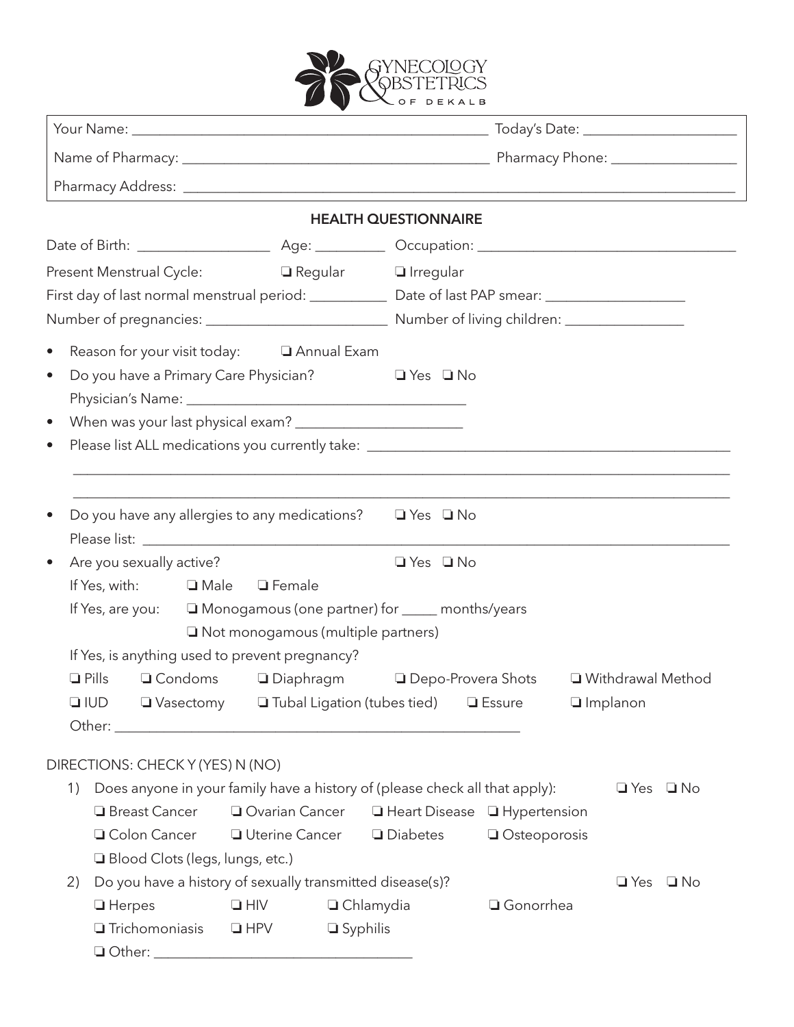GYNECOLOGY & OBSTETRICS OF DEKALB

Your Name: ______________________________________________ Today's Date: ____________________

Name of Pharmacy: ______________________________________ Pharmacy Phone: _________________

Pharmacy Address: ________________________________________________________________________

## HEALTH QUESTIONNAIRE

Date of Birth: _________________ Age: _________ Occupation: __________________________________

Present Menstrual Cycle: ❑ Regular ❑ Irregular

First day of last normal menstrual period: __________ Date of last PAP smear: __________________

Number of pregnancies: _______________________ Number of living children: ________________

- Reason for your visit today: ❑ Annual Exam
- Do you have a Primary Care Physician? ❑ Yes ❑ No
  Physician's Name: ______________________________________
- When was your last physical exam? ______________________
- Please list ALL medications you currently take: _______________________________________________
  ______________________________________________________________________________________
  ______________________________________________________________________________________
- Do you have any allergies to any medications? ❑ Yes ❑ No
  Please list: ___________________________________________________________________________
- Are you sexually active? ❑ Yes ❑ No
  If Yes, with: ❑ Male ❑ Female
  If Yes, are you: ❑ Monogamous (one partner) for _____ months/years
  ❑ Not monogamous (multiple partners)
  If Yes, is anything used to prevent pregnancy?
  ❑ Pills ❑ Condoms ❑ Diaphragm ❑ Depo-Provera Shots ❑ Withdrawal Method
  ❑ IUD ❑ Vasectomy ❑ Tubal Ligation (tubes tied) ❑ Essure ❑ Implanon
  Other: _________________________________________________________

DIRECTIONS: CHECK Y (YES) N (NO)

1) Does anyone in your family have a history of (please check all that apply): ❑ Yes ❑ No
   ❑ Breast Cancer ❑ Ovarian Cancer ❑ Heart Disease ❑ Hypertension
   ❑ Colon Cancer ❑ Uterine Cancer ❑ Diabetes ❑ Osteoporosis
   ❑ Blood Clots (legs, lungs, etc.)
2) Do you have a history of sexually transmitted disease(s)? ❑ Yes ❑ No
   ❑ Herpes ❑ HIV ❑ Chlamydia ❑ Gonorrhea
   ❑ Trichomoniasis ❑ HPV ❑ Syphilis
   ❑ Other: ____________________________________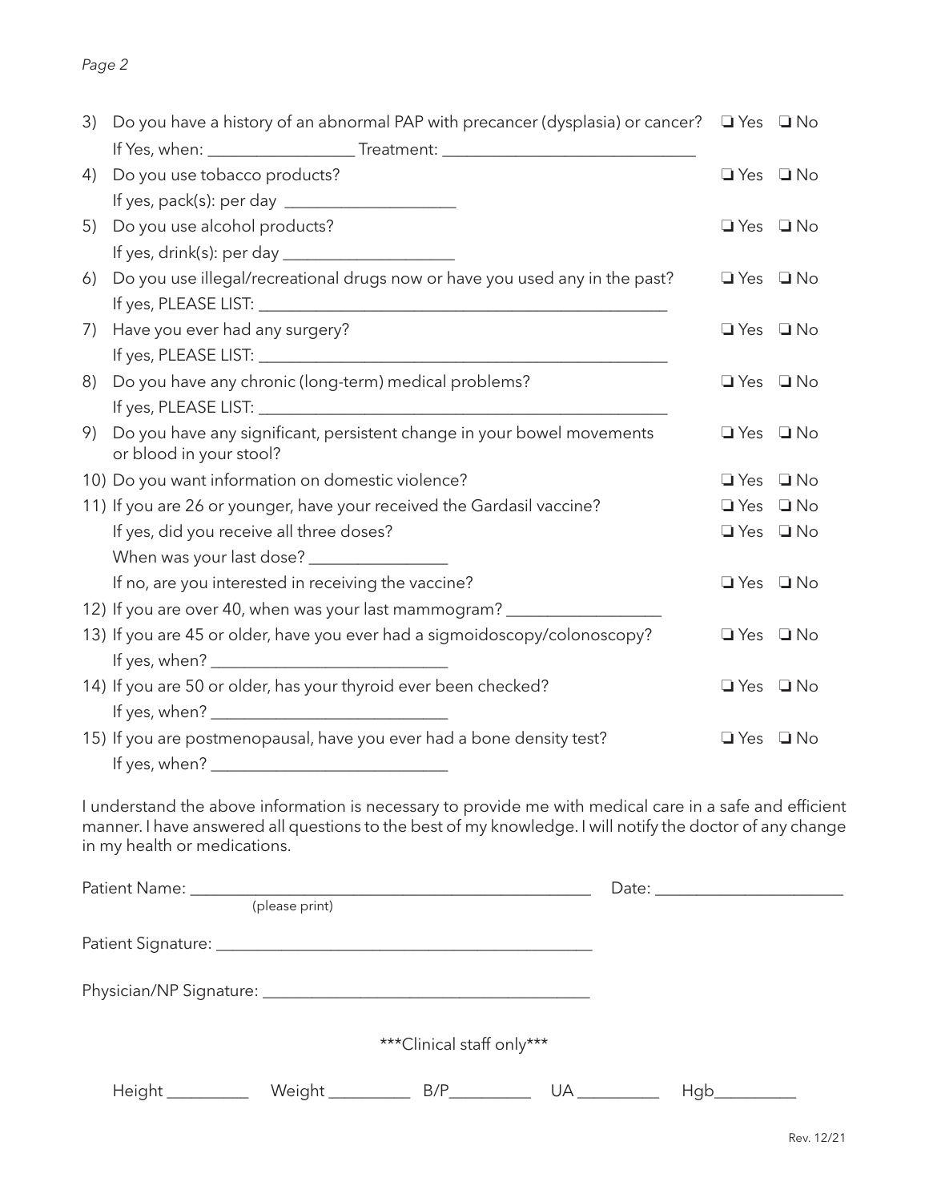3) Do you have a history of an abnormal PAP with precancer (dysplasia) or cancer? ❑ Yes ❑ No
   If Yes, when: _________________ Treatment: _______________________________

4) Do you use tobacco products? ❑ Yes ❑ No
   If yes, pack(s): per day ____________________

5) Do you use alcohol products? ❑ Yes ❑ No
   If yes, drink(s): per day ____________________

6) Do you use illegal/recreational drugs now or have you used any in the past? ❑ Yes ❑ No
   If yes, PLEASE LIST: __________________________________________________

7) Have you ever had any surgery? ❑ Yes ❑ No
   If yes, PLEASE LIST: __________________________________________________

8) Do you have any chronic (long-term) medical problems? ❑ Yes ❑ No
   If yes, PLEASE LIST: __________________________________________________

9) Do you have any significant, persistent change in your bowel movements or blood in your stool? ❑ Yes ❑ No

10) Do you want information on domestic violence? ❑ Yes ❑ No

11) If you are 26 or younger, have your received the Gardasil vaccine? ❑ Yes ❑ No
    If yes, did you receive all three doses? ❑ Yes ❑ No
    When was your last dose? ________________
    If no, are you interested in receiving the vaccine? ❑ Yes ❑ No

12) If you are over 40, when was your last mammogram? __________________

13) If you are 45 or older, have you ever had a sigmoidoscopy/colonoscopy? ❑ Yes ❑ No
    If yes, when? ____________________________

14) If you are 50 or older, has your thyroid ever been checked? ❑ Yes ❑ No
    If yes, when? ____________________________

15) If you are postmenopausal, have you ever had a bone density test? ❑ Yes ❑ No
    If yes, when? ____________________________

I understand the above information is necessary to provide me with medical care in a safe and efficient manner. I have answered all questions to the best of my knowledge. I will notify the doctor of any change in my health or medications.

Patient Name: _________________________________________________ Date: ______________________
(please print)

Patient Signature: ____________________________________________

Physician/NP Signature: ______________________________________

***Clinical staff only***

Height __________ Weight __________ B/P__________ UA __________ Hgb__________

Rev. 12/21